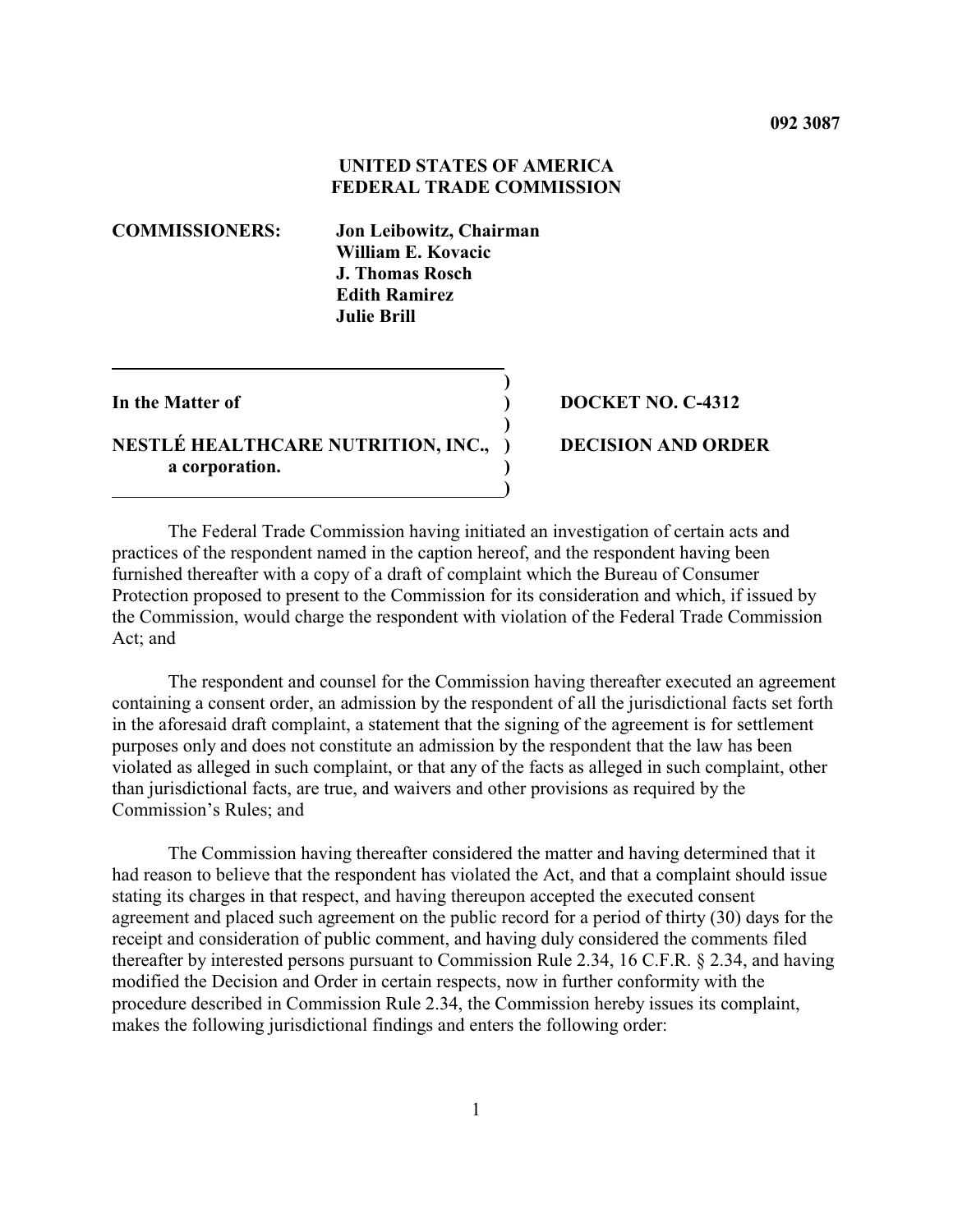**092 3087**

**UNITED STATES OF AMERICA**
**FEDERAL TRADE COMMISSION**

**COMMISSIONERS:** **Jon Leibowitz, Chairman**
**William E. Kovacic**
**J. Thomas Rosch**
**Edith Ramirez**
**Julie Brill**

| | |
|---|---|
| **In the Matter of** | **DOCKET NO. C-4312** |
| **NESTLÉ HEALTHCARE NUTRITION, INC., a corporation.** | **DECISION AND ORDER** |

The Federal Trade Commission having initiated an investigation of certain acts and practices of the respondent named in the caption hereof, and the respondent having been furnished thereafter with a copy of a draft of complaint which the Bureau of Consumer Protection proposed to present to the Commission for its consideration and which, if issued by the Commission, would charge the respondent with violation of the Federal Trade Commission Act; and

The respondent and counsel for the Commission having thereafter executed an agreement containing a consent order, an admission by the respondent of all the jurisdictional facts set forth in the aforesaid draft complaint, a statement that the signing of the agreement is for settlement purposes only and does not constitute an admission by the respondent that the law has been violated as alleged in such complaint, or that any of the facts as alleged in such complaint, other than jurisdictional facts, are true, and waivers and other provisions as required by the Commission's Rules; and

The Commission having thereafter considered the matter and having determined that it had reason to believe that the respondent has violated the Act, and that a complaint should issue stating its charges in that respect, and having thereupon accepted the executed consent agreement and placed such agreement on the public record for a period of thirty (30) days for the receipt and consideration of public comment, and having duly considered the comments filed thereafter by interested persons pursuant to Commission Rule 2.34, 16 C.F.R. § 2.34, and having modified the Decision and Order in certain respects, now in further conformity with the procedure described in Commission Rule 2.34, the Commission hereby issues its complaint, makes the following jurisdictional findings and enters the following order: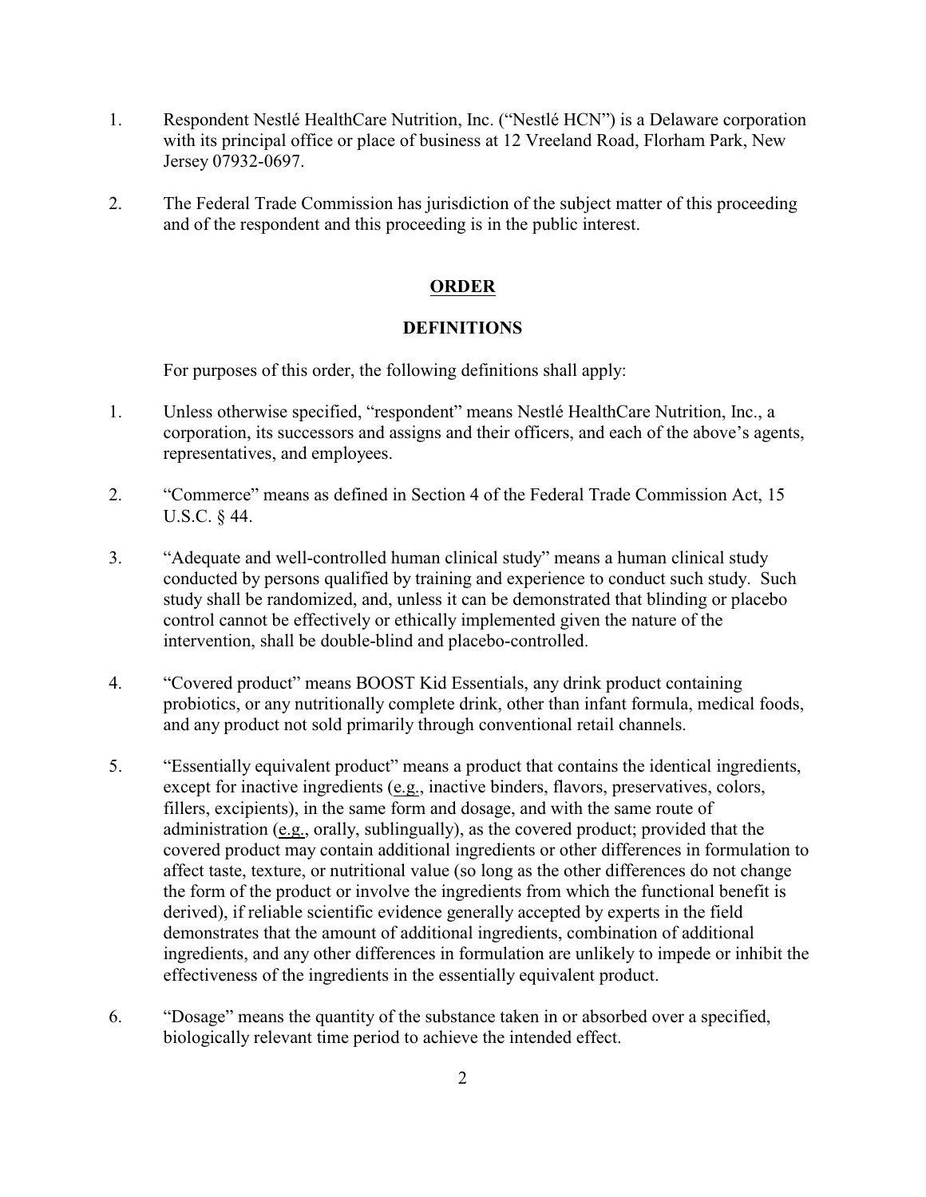1. Respondent Nestlé HealthCare Nutrition, Inc. ("Nestlé HCN") is a Delaware corporation with its principal office or place of business at 12 Vreeland Road, Florham Park, New Jersey 07932-0697.

2. The Federal Trade Commission has jurisdiction of the subject matter of this proceeding and of the respondent and this proceeding is in the public interest.

## ORDER

### DEFINITIONS

For purposes of this order, the following definitions shall apply:

1. Unless otherwise specified, "respondent" means Nestlé HealthCare Nutrition, Inc., a corporation, its successors and assigns and their officers, and each of the above's agents, representatives, and employees.

2. "Commerce" means as defined in Section 4 of the Federal Trade Commission Act, 15 U.S.C. § 44.

3. "Adequate and well-controlled human clinical study" means a human clinical study conducted by persons qualified by training and experience to conduct such study. Such study shall be randomized, and, unless it can be demonstrated that blinding or placebo control cannot be effectively or ethically implemented given the nature of the intervention, shall be double-blind and placebo-controlled.

4. "Covered product" means BOOST Kid Essentials, any drink product containing probiotics, or any nutritionally complete drink, other than infant formula, medical foods, and any product not sold primarily through conventional retail channels.

5. "Essentially equivalent product" means a product that contains the identical ingredients, except for inactive ingredients (e.g., inactive binders, flavors, preservatives, colors, fillers, excipients), in the same form and dosage, and with the same route of administration (e.g., orally, sublingually), as the covered product; provided that the covered product may contain additional ingredients or other differences in formulation to affect taste, texture, or nutritional value (so long as the other differences do not change the form of the product or involve the ingredients from which the functional benefit is derived), if reliable scientific evidence generally accepted by experts in the field demonstrates that the amount of additional ingredients, combination of additional ingredients, and any other differences in formulation are unlikely to impede or inhibit the effectiveness of the ingredients in the essentially equivalent product.

6. "Dosage" means the quantity of the substance taken in or absorbed over a specified, biologically relevant time period to achieve the intended effect.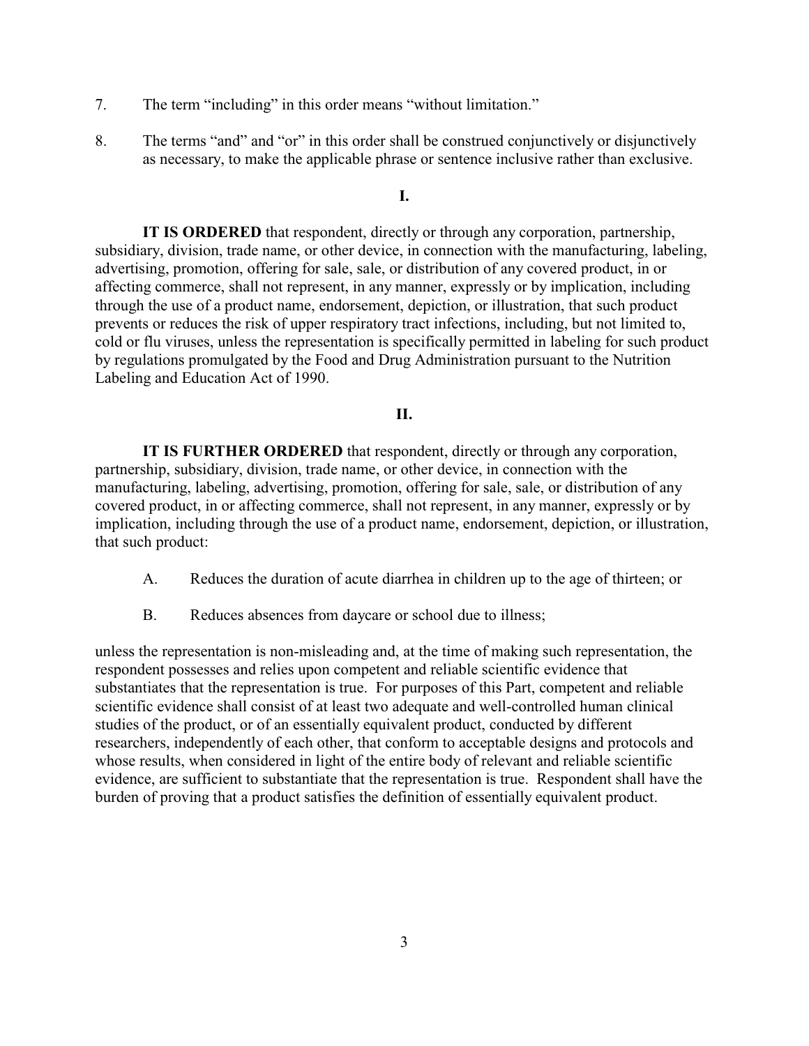7. The term "including" in this order means "without limitation."

8. The terms "and" and "or" in this order shall be construed conjunctively or disjunctively as necessary, to make the applicable phrase or sentence inclusive rather than exclusive.

## I.

**IT IS ORDERED** that respondent, directly or through any corporation, partnership, subsidiary, division, trade name, or other device, in connection with the manufacturing, labeling, advertising, promotion, offering for sale, sale, or distribution of any covered product, in or affecting commerce, shall not represent, in any manner, expressly or by implication, including through the use of a product name, endorsement, depiction, or illustration, that such product prevents or reduces the risk of upper respiratory tract infections, including, but not limited to, cold or flu viruses, unless the representation is specifically permitted in labeling for such product by regulations promulgated by the Food and Drug Administration pursuant to the Nutrition Labeling and Education Act of 1990.

## II.

**IT IS FURTHER ORDERED** that respondent, directly or through any corporation, partnership, subsidiary, division, trade name, or other device, in connection with the manufacturing, labeling, advertising, promotion, offering for sale, sale, or distribution of any covered product, in or affecting commerce, shall not represent, in any manner, expressly or by implication, including through the use of a product name, endorsement, depiction, or illustration, that such product:

A. Reduces the duration of acute diarrhea in children up to the age of thirteen; or

B. Reduces absences from daycare or school due to illness;

unless the representation is non-misleading and, at the time of making such representation, the respondent possesses and relies upon competent and reliable scientific evidence that substantiates that the representation is true. For purposes of this Part, competent and reliable scientific evidence shall consist of at least two adequate and well-controlled human clinical studies of the product, or of an essentially equivalent product, conducted by different researchers, independently of each other, that conform to acceptable designs and protocols and whose results, when considered in light of the entire body of relevant and reliable scientific evidence, are sufficient to substantiate that the representation is true. Respondent shall have the burden of proving that a product satisfies the definition of essentially equivalent product.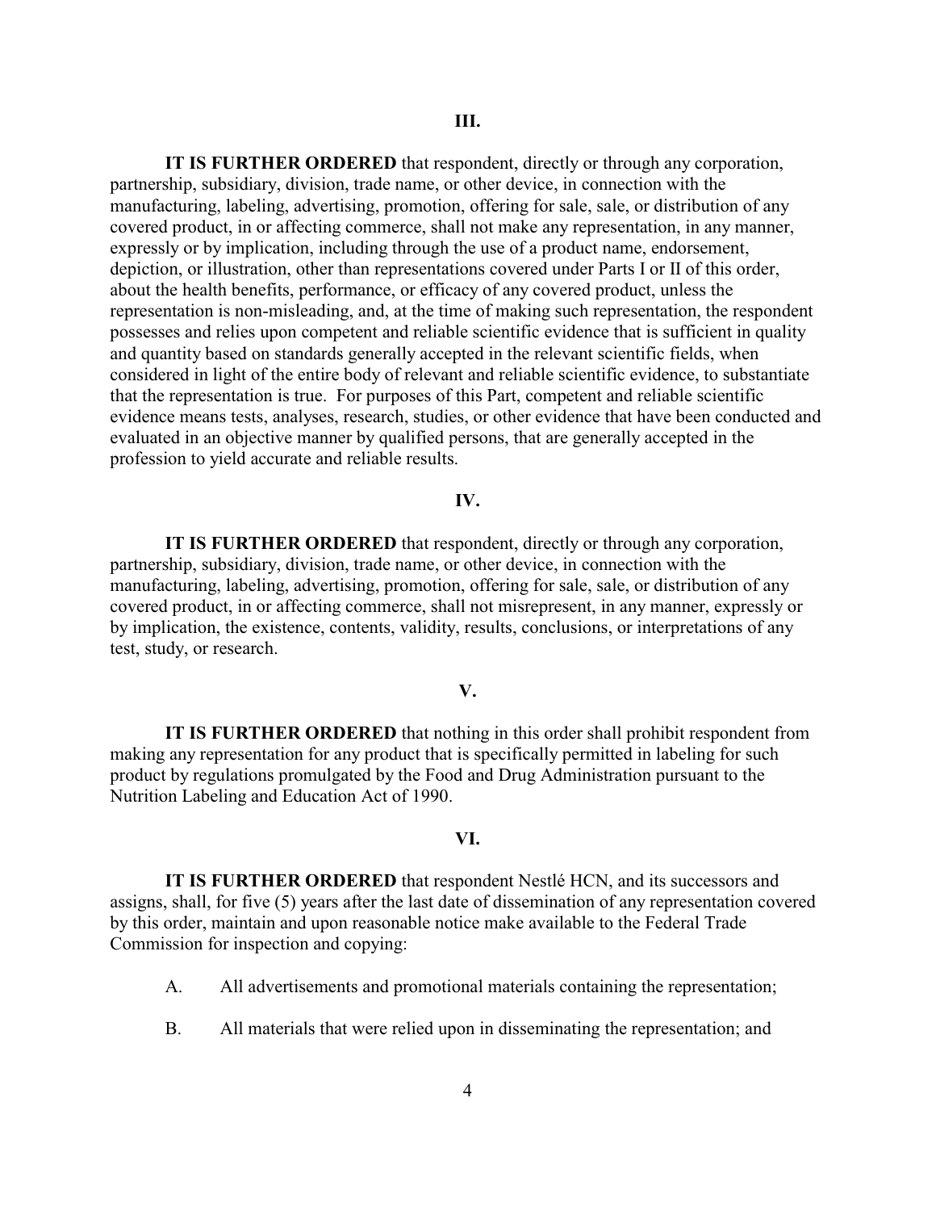### III.

**IT IS FURTHER ORDERED** that respondent, directly or through any corporation, partnership, subsidiary, division, trade name, or other device, in connection with the manufacturing, labeling, advertising, promotion, offering for sale, sale, or distribution of any covered product, in or affecting commerce, shall not make any representation, in any manner, expressly or by implication, including through the use of a product name, endorsement, depiction, or illustration, other than representations covered under Parts I or II of this order, about the health benefits, performance, or efficacy of any covered product, unless the representation is non-misleading, and, at the time of making such representation, the respondent possesses and relies upon competent and reliable scientific evidence that is sufficient in quality and quantity based on standards generally accepted in the relevant scientific fields, when considered in light of the entire body of relevant and reliable scientific evidence, to substantiate that the representation is true. For purposes of this Part, competent and reliable scientific evidence means tests, analyses, research, studies, or other evidence that have been conducted and evaluated in an objective manner by qualified persons, that are generally accepted in the profession to yield accurate and reliable results.

### IV.

**IT IS FURTHER ORDERED** that respondent, directly or through any corporation, partnership, subsidiary, division, trade name, or other device, in connection with the manufacturing, labeling, advertising, promotion, offering for sale, sale, or distribution of any covered product, in or affecting commerce, shall not misrepresent, in any manner, expressly or by implication, the existence, contents, validity, results, conclusions, or interpretations of any test, study, or research.

### V.

**IT IS FURTHER ORDERED** that nothing in this order shall prohibit respondent from making any representation for any product that is specifically permitted in labeling for such product by regulations promulgated by the Food and Drug Administration pursuant to the Nutrition Labeling and Education Act of 1990.

### VI.

**IT IS FURTHER ORDERED** that respondent Nestlé HCN, and its successors and assigns, shall, for five (5) years after the last date of dissemination of any representation covered by this order, maintain and upon reasonable notice make available to the Federal Trade Commission for inspection and copying:

A. All advertisements and promotional materials containing the representation;

B. All materials that were relied upon in disseminating the representation; and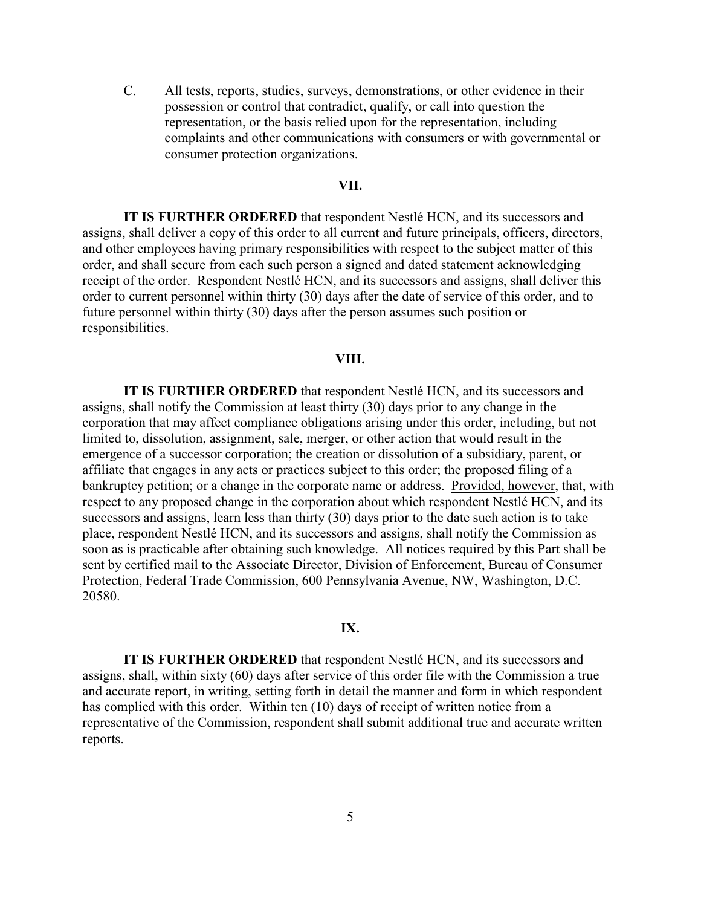C. All tests, reports, studies, surveys, demonstrations, or other evidence in their possession or control that contradict, qualify, or call into question the representation, or the basis relied upon for the representation, including complaints and other communications with consumers or with governmental or consumer protection organizations.

**VII.**

**IT IS FURTHER ORDERED** that respondent Nestlé HCN, and its successors and assigns, shall deliver a copy of this order to all current and future principals, officers, directors, and other employees having primary responsibilities with respect to the subject matter of this order, and shall secure from each such person a signed and dated statement acknowledging receipt of the order. Respondent Nestlé HCN, and its successors and assigns, shall deliver this order to current personnel within thirty (30) days after the date of service of this order, and to future personnel within thirty (30) days after the person assumes such position or responsibilities.

**VIII.**

**IT IS FURTHER ORDERED** that respondent Nestlé HCN, and its successors and assigns, shall notify the Commission at least thirty (30) days prior to any change in the corporation that may affect compliance obligations arising under this order, including, but not limited to, dissolution, assignment, sale, merger, or other action that would result in the emergence of a successor corporation; the creation or dissolution of a subsidiary, parent, or affiliate that engages in any acts or practices subject to this order; the proposed filing of a bankruptcy petition; or a change in the corporate name or address. Provided, however, that, with respect to any proposed change in the corporation about which respondent Nestlé HCN, and its successors and assigns, learn less than thirty (30) days prior to the date such action is to take place, respondent Nestlé HCN, and its successors and assigns, shall notify the Commission as soon as is practicable after obtaining such knowledge. All notices required by this Part shall be sent by certified mail to the Associate Director, Division of Enforcement, Bureau of Consumer Protection, Federal Trade Commission, 600 Pennsylvania Avenue, NW, Washington, D.C. 20580.

**IX.**

**IT IS FURTHER ORDERED** that respondent Nestlé HCN, and its successors and assigns, shall, within sixty (60) days after service of this order file with the Commission a true and accurate report, in writing, setting forth in detail the manner and form in which respondent has complied with this order. Within ten (10) days of receipt of written notice from a representative of the Commission, respondent shall submit additional true and accurate written reports.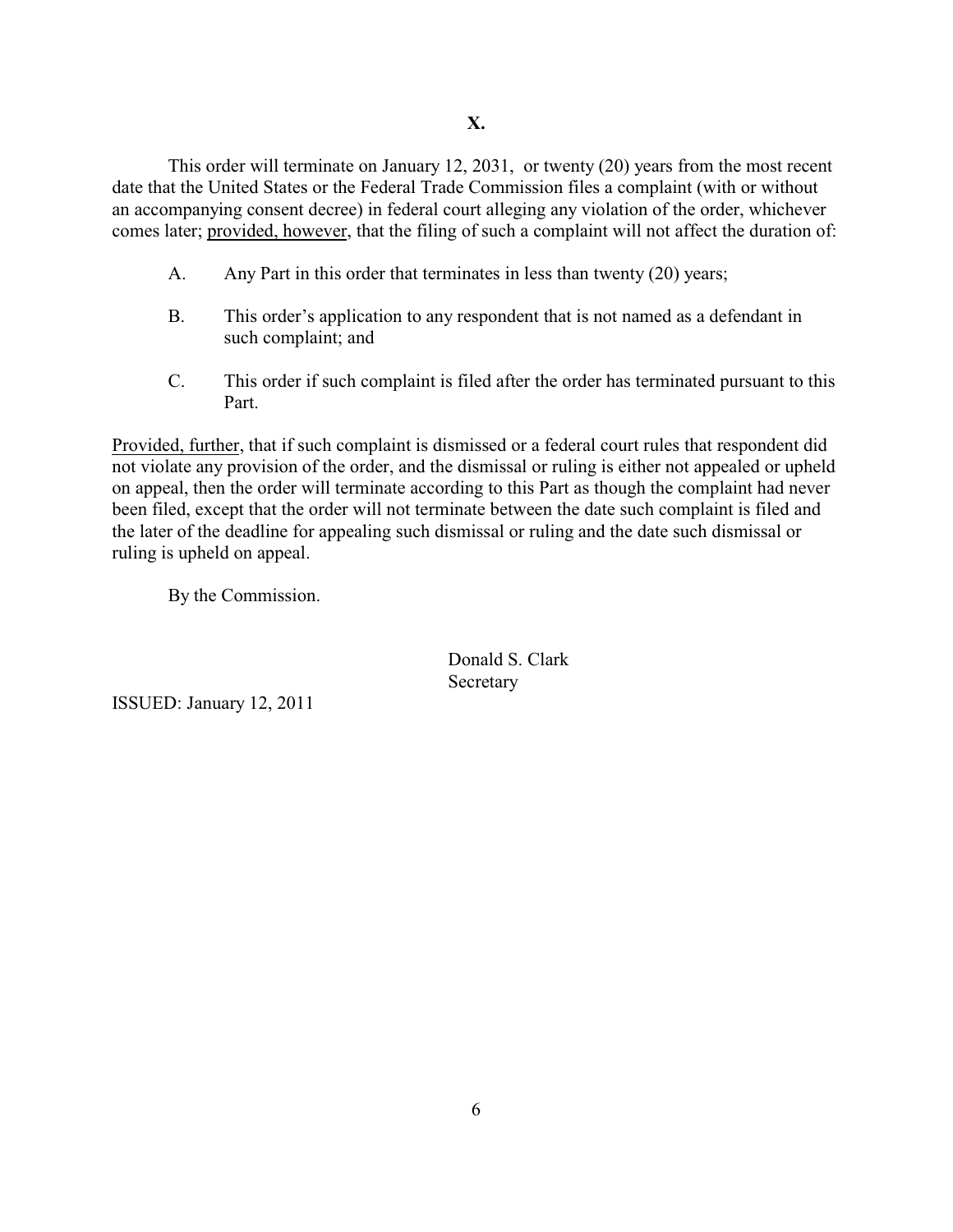## X.

This order will terminate on January 12, 2031, or twenty (20) years from the most recent date that the United States or the Federal Trade Commission files a complaint (with or without an accompanying consent decree) in federal court alleging any violation of the order, whichever comes later; provided, however, that the filing of such a complaint will not affect the duration of:

A. Any Part in this order that terminates in less than twenty (20) years;

B. This order's application to any respondent that is not named as a defendant in such complaint; and

C. This order if such complaint is filed after the order has terminated pursuant to this Part.

Provided, further, that if such complaint is dismissed or a federal court rules that respondent did not violate any provision of the order, and the dismissal or ruling is either not appealed or upheld on appeal, then the order will terminate according to this Part as though the complaint had never been filed, except that the order will not terminate between the date such complaint is filed and the later of the deadline for appealing such dismissal or ruling and the date such dismissal or ruling is upheld on appeal.

By the Commission.

Donald S. Clark
Secretary

ISSUED: January 12, 2011